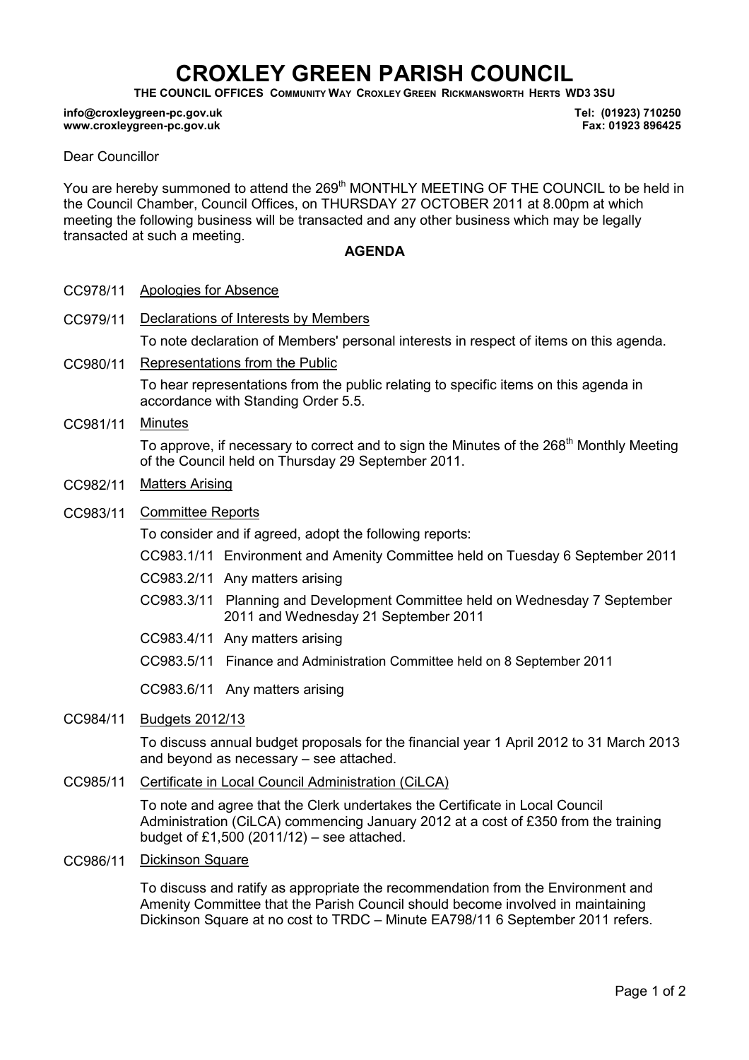# CROXLEY GREEN PARISH COUNCIL

**THE COUNCIL OFFICES COMMUNITY WAY CROXLEY GREEN RICKMANSWORTH HERTS WD3 3SU**

**info@croxleygreen-pc.gov.uk** **Tel: (01923) 710250**
**www.croxleygreen-pc.gov.uk** **Fax: 01923 896425**

Dear Councillor

You are hereby summoned to attend the 269th MONTHLY MEETING OF THE COUNCIL to be held in the Council Chamber, Council Offices, on THURSDAY 27 OCTOBER 2011 at 8.00pm at which meeting the following business will be transacted and any other business which may be legally transacted at such a meeting.

## AGENDA

CC978/11 Apologies for Absence

CC979/11 Declarations of Interests by Members

To note declaration of Members' personal interests in respect of items on this agenda.

CC980/11 Representations from the Public

To hear representations from the public relating to specific items on this agenda in accordance with Standing Order 5.5.

CC981/11 Minutes

To approve, if necessary to correct and to sign the Minutes of the 268th Monthly Meeting of the Council held on Thursday 29 September 2011.

CC982/11 Matters Arising

CC983/11 Committee Reports

To consider and if agreed, adopt the following reports:

- CC983.1/11 Environment and Amenity Committee held on Tuesday 6 September 2011
- CC983.2/11 Any matters arising
- CC983.3/11 Planning and Development Committee held on Wednesday 7 September 2011 and Wednesday 21 September 2011
- CC983.4/11 Any matters arising
- CC983.5/11 Finance and Administration Committee held on 8 September 2011
- CC983.6/11 Any matters arising

CC984/11 Budgets 2012/13

To discuss annual budget proposals for the financial year 1 April 2012 to 31 March 2013 and beyond as necessary – see attached.

CC985/11 Certificate in Local Council Administration (CiLCA)

To note and agree that the Clerk undertakes the Certificate in Local Council Administration (CiLCA) commencing January 2012 at a cost of £350 from the training budget of £1,500 (2011/12) – see attached.

CC986/11 Dickinson Square

To discuss and ratify as appropriate the recommendation from the Environment and Amenity Committee that the Parish Council should become involved in maintaining Dickinson Square at no cost to TRDC – Minute EA798/11 6 September 2011 refers.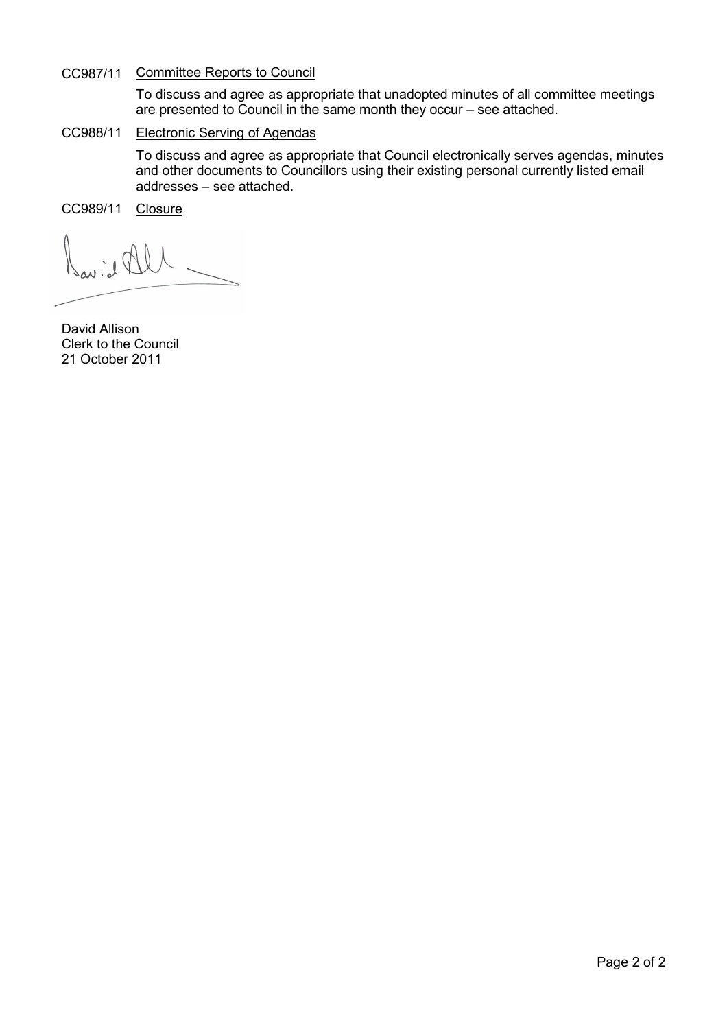CC987/11 Committee Reports to Council

To discuss and agree as appropriate that unadopted minutes of all committee meetings are presented to Council in the same month they occur – see attached.

CC988/11 Electronic Serving of Agendas

To discuss and agree as appropriate that Council electronically serves agendas, minutes and other documents to Councillors using their existing personal currently listed email addresses – see attached.

CC989/11 Closure

David Allison
Clerk to the Council
21 October 2011